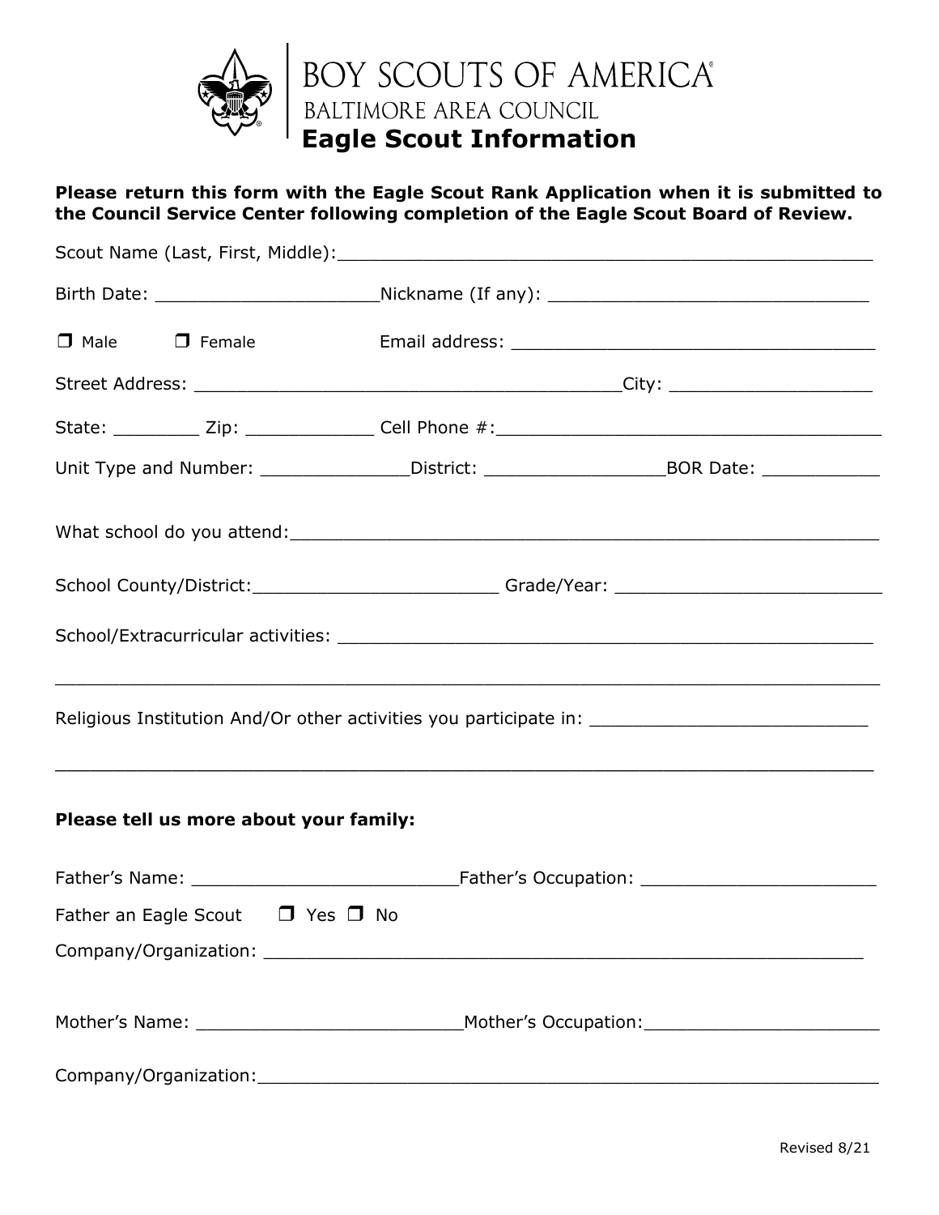BOY SCOUTS OF AMERICA®
BALTIMORE AREA COUNCIL

# Eagle Scout Information

**Please return this form with the Eagle Scout Rank Application when it is submitted to the Council Service Center following completion of the Eagle Scout Board of Review.**

Scout Name (Last, First, Middle):_______________________________________________

Birth Date: ____________________Nickname (If any): ____________________________

☐ Male ☐ Female Email address: ________________________________

Street Address: ____________________________________City: __________________

State: ________ Zip: ___________ Cell Phone #:___________________________________

Unit Type and Number: _____________District: ________________BOR Date: __________

What school do you attend:______________________________________________________

School County/District:______________________ Grade/Year: ________________________

School/Extracurricular activities: _______________________________________________

___________________________________________________________________________

Religious Institution And/Or other activities you participate in: ________________________

___________________________________________________________________________

**Please tell us more about your family:**

Father's Name: _______________________Father's Occupation: _____________________

Father an Eagle Scout ☐ Yes ☐ No

Company/Organization: ______________________________________________________

Mother's Name: _______________________Mother's Occupation:_____________________

Company/Organization:_______________________________________________________

Revised 8/21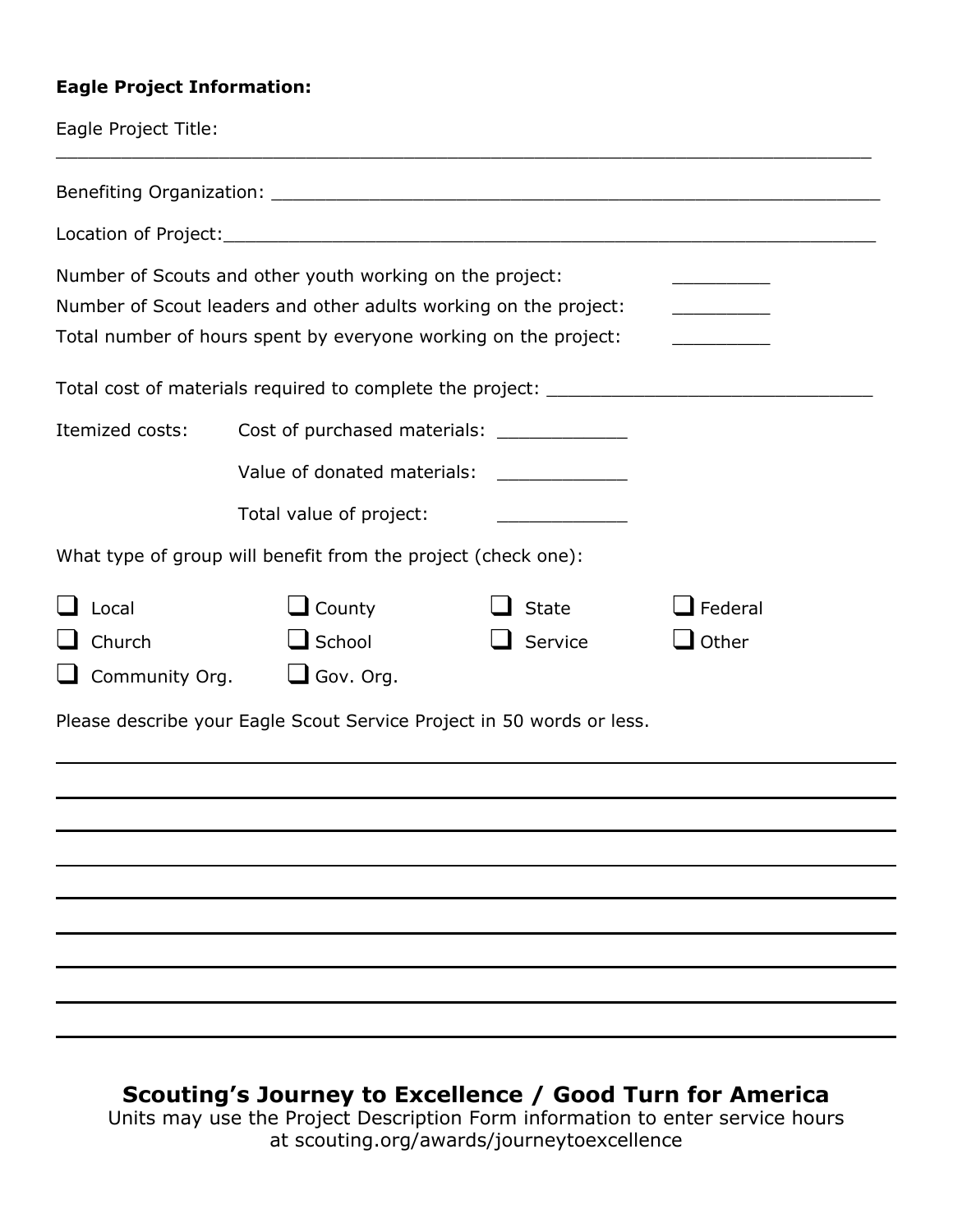**Eagle Project Information:**

Eagle Project Title:
\_\_\_\_\_\_\_\_\_\_\_\_\_\_\_\_\_\_\_\_\_\_\_\_\_\_\_\_\_\_\_\_\_\_\_\_\_\_\_\_\_\_\_\_\_\_\_\_\_\_\_\_\_\_\_\_\_\_\_\_\_\_\_\_\_\_\_\_

Benefiting Organization: \_\_\_\_\_\_\_\_\_\_\_\_\_\_\_\_\_\_\_\_\_\_\_\_\_\_\_\_\_\_\_\_\_\_\_\_\_\_\_\_\_\_\_\_\_\_\_\_\_

Location of Project:\_\_\_\_\_\_\_\_\_\_\_\_\_\_\_\_\_\_\_\_\_\_\_\_\_\_\_\_\_\_\_\_\_\_\_\_\_\_\_\_\_\_\_\_\_\_\_\_\_\_\_\_

Number of Scouts and other youth working on the project: \_\_\_\_\_\_\_\_\_

Number of Scout leaders and other adults working on the project: \_\_\_\_\_\_\_\_\_

Total number of hours spent by everyone working on the project: \_\_\_\_\_\_\_\_\_

Total cost of materials required to complete the project: \_\_\_\_\_\_\_\_\_\_\_\_\_\_\_\_\_\_\_\_\_\_\_\_\_\_\_\_

Itemized costs:

- Cost of purchased materials: \_\_\_\_\_\_\_\_\_\_\_\_
- Value of donated materials: \_\_\_\_\_\_\_\_\_\_\_\_
- Total value of project: \_\_\_\_\_\_\_\_\_\_\_\_

What type of group will benefit from the project (check one):

- ☐ Local
- ☐ County
- ☐ State
- ☐ Federal
- ☐ Church
- ☐ School
- ☐ Service
- ☐ Other
- ☐ Community Org.
- ☐ Gov. Org.

Please describe your Eagle Scout Service Project in 50 words or less.

\_\_\_\_\_\_\_\_\_\_\_\_\_\_\_\_\_\_\_\_\_\_\_\_\_\_\_\_\_\_\_\_\_\_\_\_\_\_\_\_\_\_\_\_\_\_\_\_\_\_\_\_\_\_\_\_\_\_\_\_\_\_\_\_\_\_\_\_

\_\_\_\_\_\_\_\_\_\_\_\_\_\_\_\_\_\_\_\_\_\_\_\_\_\_\_\_\_\_\_\_\_\_\_\_\_\_\_\_\_\_\_\_\_\_\_\_\_\_\_\_\_\_\_\_\_\_\_\_\_\_\_\_\_\_\_\_

\_\_\_\_\_\_\_\_\_\_\_\_\_\_\_\_\_\_\_\_\_\_\_\_\_\_\_\_\_\_\_\_\_\_\_\_\_\_\_\_\_\_\_\_\_\_\_\_\_\_\_\_\_\_\_\_\_\_\_\_\_\_\_\_\_\_\_\_

\_\_\_\_\_\_\_\_\_\_\_\_\_\_\_\_\_\_\_\_\_\_\_\_\_\_\_\_\_\_\_\_\_\_\_\_\_\_\_\_\_\_\_\_\_\_\_\_\_\_\_\_\_\_\_\_\_\_\_\_\_\_\_\_\_\_\_\_

\_\_\_\_\_\_\_\_\_\_\_\_\_\_\_\_\_\_\_\_\_\_\_\_\_\_\_\_\_\_\_\_\_\_\_\_\_\_\_\_\_\_\_\_\_\_\_\_\_\_\_\_\_\_\_\_\_\_\_\_\_\_\_\_\_\_\_\_

\_\_\_\_\_\_\_\_\_\_\_\_\_\_\_\_\_\_\_\_\_\_\_\_\_\_\_\_\_\_\_\_\_\_\_\_\_\_\_\_\_\_\_\_\_\_\_\_\_\_\_\_\_\_\_\_\_\_\_\_\_\_\_\_\_\_\_\_

\_\_\_\_\_\_\_\_\_\_\_\_\_\_\_\_\_\_\_\_\_\_\_\_\_\_\_\_\_\_\_\_\_\_\_\_\_\_\_\_\_\_\_\_\_\_\_\_\_\_\_\_\_\_\_\_\_\_\_\_\_\_\_\_\_\_\_\_

\_\_\_\_\_\_\_\_\_\_\_\_\_\_\_\_\_\_\_\_\_\_\_\_\_\_\_\_\_\_\_\_\_\_\_\_\_\_\_\_\_\_\_\_\_\_\_\_\_\_\_\_\_\_\_\_\_\_\_\_\_\_\_\_\_\_\_\_

\_\_\_\_\_\_\_\_\_\_\_\_\_\_\_\_\_\_\_\_\_\_\_\_\_\_\_\_\_\_\_\_\_\_\_\_\_\_\_\_\_\_\_\_\_\_\_\_\_\_\_\_\_\_\_\_\_\_\_\_\_\_\_\_\_\_\_\_

## Scouting's Journey to Excellence / Good Turn for America

Units may use the Project Description Form information to enter service hours at scouting.org/awards/journeytoexcellence